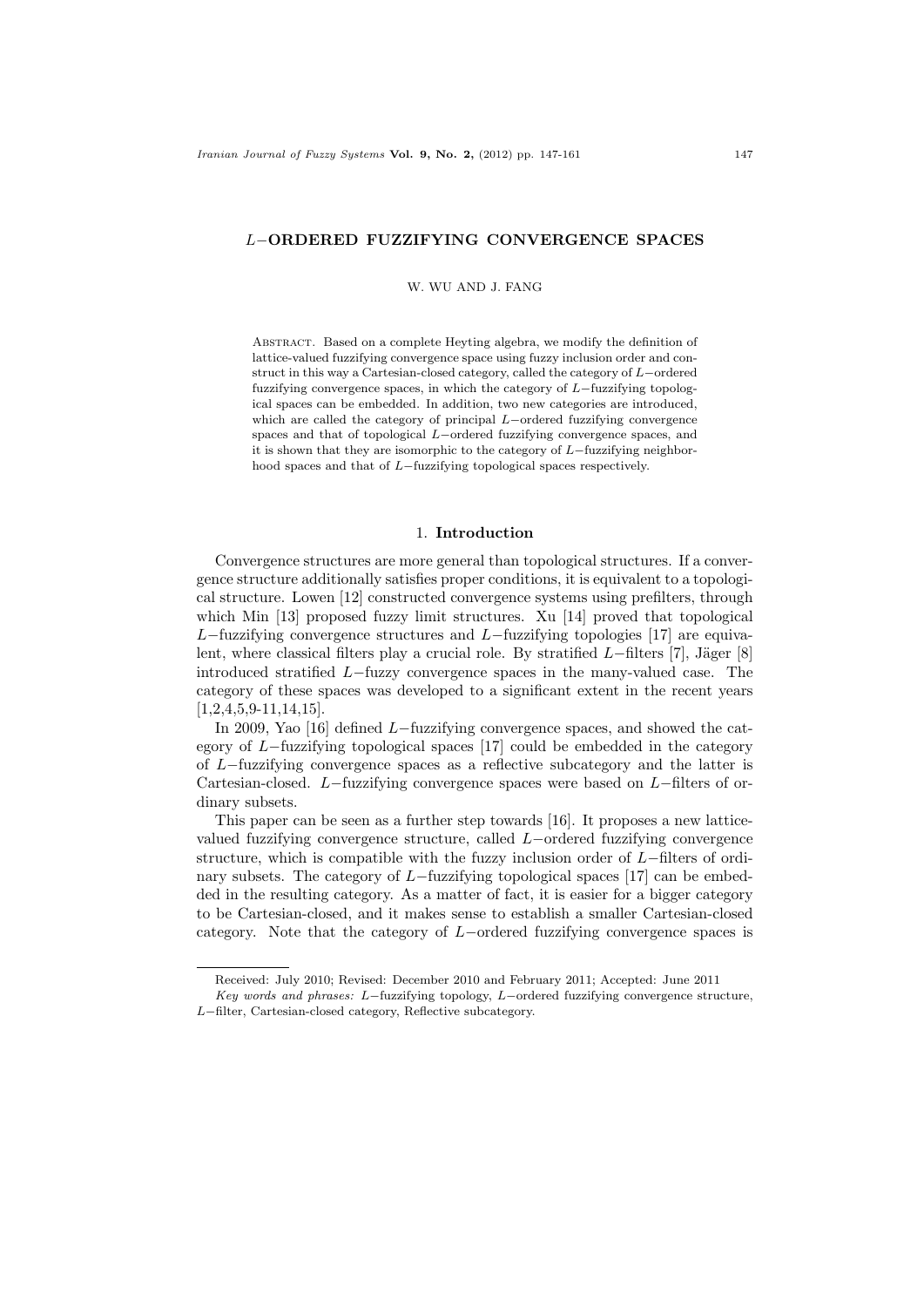# $L-$ORDERED FUZZIFYING CONVERGENCE SPACES

W. WU AND J. FANG

Abstract. Based on a complete Heyting algebra, we modify the definition of lattice-valued fuzzifying convergence space using fuzzy inclusion order and construct in this way a Cartesian-closed category, called the category of $L-$ordered fuzzifying convergence spaces, in which the category of $L-$fuzzifying topological spaces can be embedded. In addition, two new categories are introduced, which are called the category of principal $L-$ordered fuzzifying convergence spaces and that of topological $L-$ordered fuzzifying convergence spaces, and it is shown that they are isomorphic to the category of $L-$fuzzifying neighborhood spaces and that of $L-$fuzzifying topological spaces respectively.

## 1. Introduction

Convergence structures are more general than topological structures. If a convergence structure additionally satisfies proper conditions, it is equivalent to a topological structure. Lowen [12] constructed convergence systems using prefilters, through which Min [13] proposed fuzzy limit structures. Xu [14] proved that topological $L-$fuzzifying convergence structures and $L-$fuzzifying topologies [17] are equivalent, where classical filters play a crucial role. By stratified $L-$filters [7], Jäger [8] introduced stratified $L-$fuzzy convergence spaces in the many-valued case. The category of these spaces was developed to a significant extent in the recent years [1,2,4,5,9-11,14,15].

In 2009, Yao [16] defined $L-$fuzzifying convergence spaces, and showed the category of $L-$fuzzifying topological spaces [17] could be embedded in the category of $L-$fuzzifying convergence spaces as a reflective subcategory and the latter is Cartesian-closed. $L-$fuzzifying convergence spaces were based on $L-$filters of ordinary subsets.

This paper can be seen as a further step towards [16]. It proposes a new lattice-valued fuzzifying convergence structure, called $L-$ordered fuzzifying convergence structure, which is compatible with the fuzzy inclusion order of $L-$filters of ordinary subsets. The category of $L-$fuzzifying topological spaces [17] can be embedded in the resulting category. As a matter of fact, it is easier for a bigger category to be Cartesian-closed, and it makes sense to establish a smaller Cartesian-closed category. Note that the category of $L-$ordered fuzzifying convergence spaces is

---

Received: July 2010; Revised: December 2010 and February 2011; Accepted: June 2011

*Key words and phrases:* $L-$fuzzifying topology, $L-$ordered fuzzifying convergence structure, $L-$filter, Cartesian-closed category, Reflective subcategory.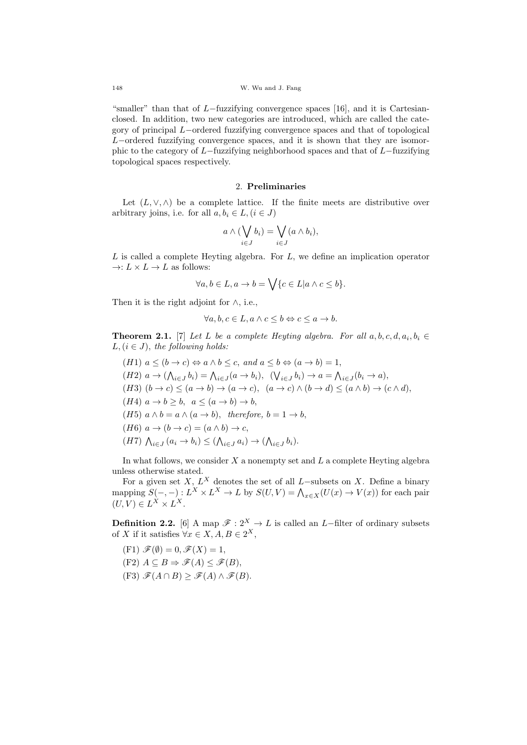"smaller" than that of $L-$fuzzifying convergence spaces [16], and it is Cartesian-closed. In addition, two new categories are introduced, which are called the category of principal $L-$ordered fuzzifying convergence spaces and that of topological $L-$ordered fuzzifying convergence spaces, and it is shown that they are isomorphic to the category of $L-$fuzzifying neighborhood spaces and that of $L-$fuzzifying topological spaces respectively.

## 2. **Preliminaries**

Let $(L, \vee, \wedge)$ be a complete lattice. If the finite meets are distributive over arbitrary joins, i.e. for all $a, b_i \in L, (i \in J)$

$$a \wedge (\bigvee_{i\in J} b_i) = \bigvee_{i\in J} (a \wedge b_i),$$

$L$ is called a complete Heyting algebra. For $L$, we define an implication operator $\rightarrow: L \times L \rightarrow L$ as follows:

$$\forall a, b \in L, a \rightarrow b = \bigvee \{c \in L | a \wedge c \leq b\}.$$

Then it is the right adjoint for $\wedge$, i.e.,

$$\forall a, b, c \in L, a \wedge c \leq b \Leftrightarrow c \leq a \rightarrow b.$$

**Theorem 2.1.** [7] *Let $L$ be a complete Heyting algebra. For all $a, b, c, d, a_i, b_i \in L, (i \in J)$, the following holds:*

$(H1)$ $a \leq (b \rightarrow c) \Leftrightarrow a \wedge b \leq c$, *and* $a \leq b \Leftrightarrow (a \rightarrow b) = 1$,

$(H2)$ $a \rightarrow (\bigwedge_{i\in J} b_i) = \bigwedge_{i\in J}(a \rightarrow b_i)$, $(\bigvee_{i\in J} b_i) \rightarrow a = \bigwedge_{i\in J}(b_i \rightarrow a)$,

$(H3)$ $(b \rightarrow c) \leq (a \rightarrow b) \rightarrow (a \rightarrow c)$, $(a \rightarrow c) \wedge (b \rightarrow d) \leq (a \wedge b) \rightarrow (c \wedge d)$,

$(H4)$ $a \rightarrow b \geq b$, $a \leq (a \rightarrow b) \rightarrow b$,

$(H5)$ $a \wedge b = a \wedge (a \rightarrow b)$, *therefore*, $b = 1 \rightarrow b$,

$(H6)$ $a \rightarrow (b \rightarrow c) = (a \wedge b) \rightarrow c$,

$(H7)$ $\bigwedge_{i\in J} (a_i \rightarrow b_i) \leq (\bigwedge_{i\in J} a_i) \rightarrow (\bigwedge_{i\in J} b_i)$.

In what follows, we consider $X$ a nonempty set and $L$ a complete Heyting algebra unless otherwise stated.

For a given set $X$, $L^X$ denotes the set of all $L-$subsets on $X$. Define a binary mapping $S(-,-) : L^X \times L^X \rightarrow L$ by $S(U, V) = \bigwedge_{x\in X}(U(x) \rightarrow V(x))$ for each pair $(U, V) \in L^X \times L^X$.

**Definition 2.2.** [6] A map $\mathscr{F} : 2^X \rightarrow L$ is called an $L-$filter of ordinary subsets of $X$ if it satisfies $\forall x \in X, A, B \in 2^X$,

(F1) $\mathscr{F}(\emptyset) = 0, \mathscr{F}(X) = 1$,

(F2) $A \subseteq B \Rightarrow \mathscr{F}(A) \leq \mathscr{F}(B)$,

(F3) $\mathscr{F}(A \cap B) \geq \mathscr{F}(A) \wedge \mathscr{F}(B)$.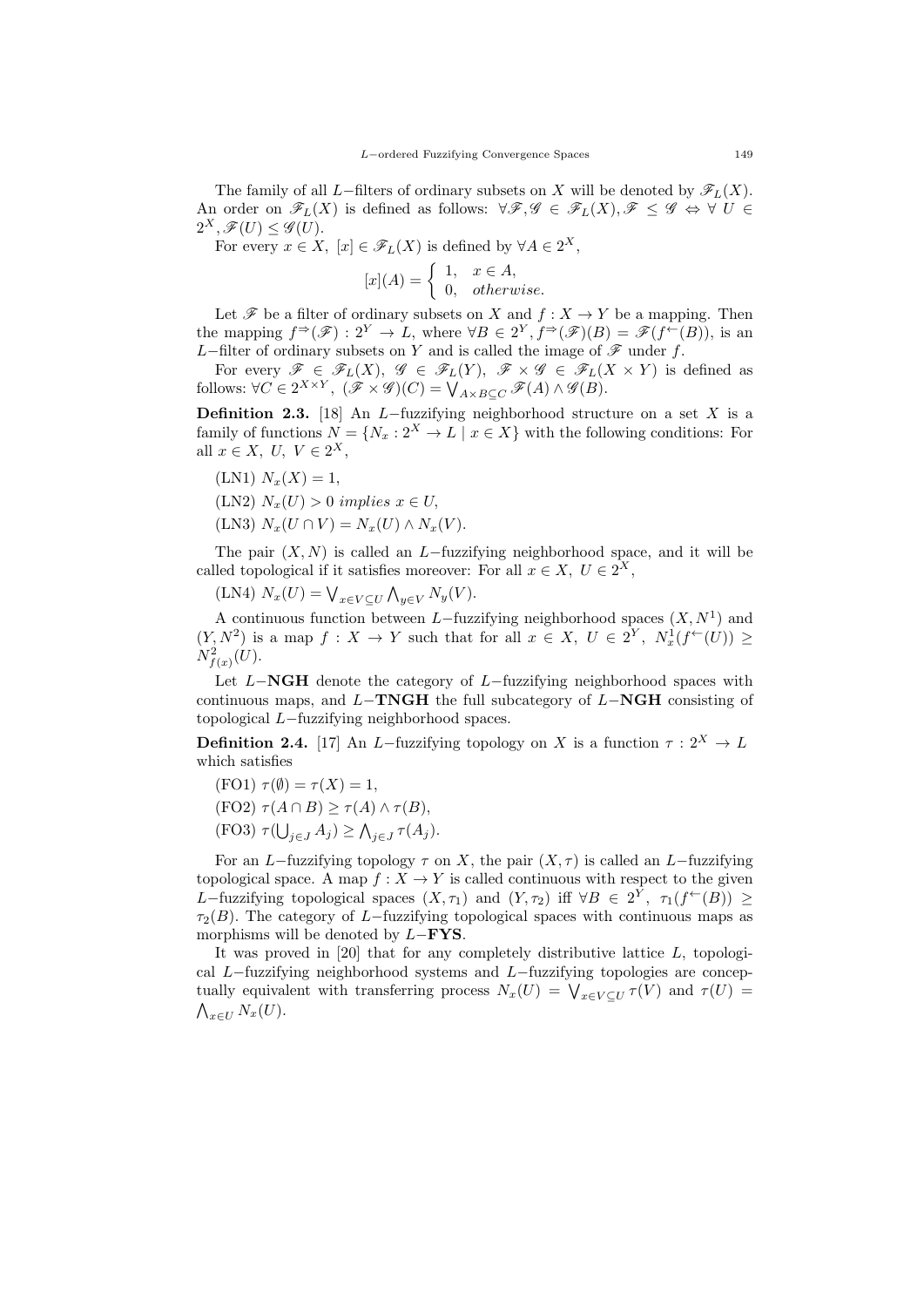The family of all $L-$filters of ordinary subsets on $X$ will be denoted by $\mathscr{F}_L(X)$. An order on $\mathscr{F}_L(X)$ is defined as follows: $\forall \mathscr{F}, \mathscr{G} \in \mathscr{F}_L(X), \mathscr{F} \leq \mathscr{G} \Leftrightarrow \forall\ U \in 2^X, \mathscr{F}(U) \leq \mathscr{G}(U)$.

For every $x \in X$, $[x] \in \mathscr{F}_L(X)$ is defined by $\forall A \in 2^X$,

$$[x](A) = \begin{cases} 1, & x \in A, \\ 0, & otherwise. \end{cases}$$

Let $\mathscr{F}$ be a filter of ordinary subsets on $X$ and $f : X \to Y$ be a mapping. Then the mapping $f^{\Rightarrow}(\mathscr{F}) : 2^Y \to L$, where $\forall B \in 2^Y, f^{\Rightarrow}(\mathscr{F})(B) = \mathscr{F}(f^{\leftarrow}(B))$, is an $L-$filter of ordinary subsets on $Y$ and is called the image of $\mathscr{F}$ under $f$.

For every $\mathscr{F} \in \mathscr{F}_L(X)$, $\mathscr{G} \in \mathscr{F}_L(Y)$, $\mathscr{F} \times \mathscr{G} \in \mathscr{F}_L(X \times Y)$ is defined as follows: $\forall C \in 2^{X \times Y}$, $(\mathscr{F} \times \mathscr{G})(C) = \bigvee_{A \times B \subseteq C} \mathscr{F}(A) \wedge \mathscr{G}(B)$.

**Definition 2.3.** [18] An $L-$fuzzifying neighborhood structure on a set $X$ is a family of functions $N = \{N_x : 2^X \to L \mid x \in X\}$ with the following conditions: For all $x \in X$, $U$, $V \in 2^X$,

(LN1) $N_x(X) = 1$,

(LN2) $N_x(U) > 0$ *implies* $x \in U$,

(LN3) $N_x(U \cap V) = N_x(U) \wedge N_x(V)$.

The pair $(X, N)$ is called an $L-$fuzzifying neighborhood space, and it will be called topological if it satisfies moreover: For all $x \in X$, $U \in 2^X$,

(LN4) $N_x(U) = \bigvee_{x \in V \subseteq U} \bigwedge_{y \in V} N_y(V)$.

A continuous function between $L-$fuzzifying neighborhood spaces $(X, N^1)$ and $(Y, N^2)$ is a map $f : X \to Y$ such that for all $x \in X$, $U \in 2^Y$, $N^1_x(f^{\leftarrow}(U)) \geq N^2_{f(x)}(U)$.

Let $L-$**NGH** denote the category of $L-$fuzzifying neighborhood spaces with continuous maps, and $L-$**TNGH** the full subcategory of $L-$**NGH** consisting of topological $L-$fuzzifying neighborhood spaces.

**Definition 2.4.** [17] An $L-$fuzzifying topology on $X$ is a function $\tau : 2^X \to L$ which satisfies

(FO1) $\tau(\emptyset) = \tau(X) = 1$,

(FO2) $\tau(A \cap B) \geq \tau(A) \wedge \tau(B)$,

(FO3) $\tau(\bigcup_{j \in J} A_j) \geq \bigwedge_{j \in J} \tau(A_j)$.

For an $L-$fuzzifying topology $\tau$ on $X$, the pair $(X, \tau)$ is called an $L-$fuzzifying topological space. A map $f : X \to Y$ is called continuous with respect to the given $L-$fuzzifying topological spaces $(X, \tau_1)$ and $(Y, \tau_2)$ iff $\forall B \in 2^Y$, $\tau_1(f^{\leftarrow}(B)) \geq \tau_2(B)$. The category of $L-$fuzzifying topological spaces with continuous maps as morphisms will be denoted by $L-$**FYS**.

It was proved in [20] that for any completely distributive lattice $L$, topological $L-$fuzzifying neighborhood systems and $L-$fuzzifying topologies are conceptually equivalent with transferring process $N_x(U) = \bigvee_{x \in V \subseteq U} \tau(V)$ and $\tau(U) = \bigwedge_{x \in U} N_x(U)$.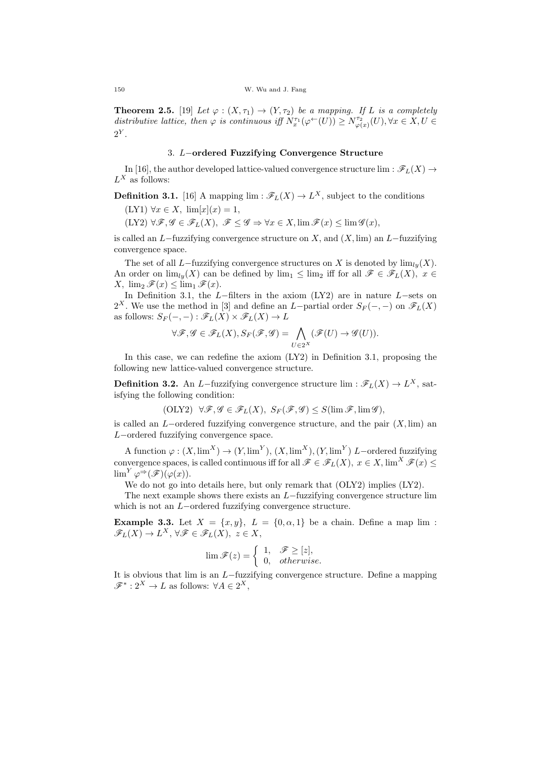**Theorem 2.5.** [19] *Let $\varphi : (X, \tau_1) \to (Y, \tau_2)$ be a mapping. If $L$ is a completely distributive lattice, then $\varphi$ is continuous iff $N_x^{\tau_1}(\varphi^{\leftarrow}(U)) \geq N_{\varphi(x)}^{\tau_2}(U), \forall x \in X, U \in 2^Y$.*

## 3. $L-$ordered Fuzzifying Convergence Structure

In [16], the author developed lattice-valued convergence structure $\lim : \mathscr{F}_L(X) \to L^X$ as follows:

**Definition 3.1.** [16] A mapping $\lim : \mathscr{F}_L(X) \to L^X$, subject to the conditions

(LY1) $\forall x \in X,\ \lim[x](x) = 1$,

(LY2) $\forall \mathscr{F}, \mathscr{G} \in \mathscr{F}_L(X),\ \mathscr{F} \leq \mathscr{G} \Rightarrow \forall x \in X, \lim \mathscr{F}(x) \leq \lim \mathscr{G}(x)$,

is called an $L-$fuzzifying convergence structure on $X$, and $(X, \lim)$ an $L-$fuzzifying convergence space.

The set of all $L-$fuzzifying convergence structures on $X$ is denoted by $\lim_{ly}(X)$. An order on $\lim_{ly}(X)$ can be defined by $\lim_1 \leq \lim_2$ iff for all $\mathscr{F} \in \mathscr{F}_L(X),\ x \in X,\ \lim_2 \mathscr{F}(x) \leq \lim_1 \mathscr{F}(x)$.

In Definition 3.1, the $L-$filters in the axiom (LY2) are in nature $L-$sets on $2^X$. We use the method in [3] and define an $L-$partial order $S_F(-,-)$ on $\mathscr{F}_L(X)$ as follows: $S_F(-,-) : \mathscr{F}_L(X) \times \mathscr{F}_L(X) \to L$

$$\forall \mathscr{F}, \mathscr{G} \in \mathscr{F}_L(X), S_F(\mathscr{F}, \mathscr{G}) = \bigwedge_{U \in 2^X} (\mathscr{F}(U) \to \mathscr{G}(U)).$$

In this case, we can redefine the axiom (LY2) in Definition 3.1, proposing the following new lattice-valued convergence structure.

**Definition 3.2.** An $L-$fuzzifying convergence structure $\lim : \mathscr{F}_L(X) \to L^X$, satisfying the following condition:

$$\text{(OLY2)} \quad \forall \mathscr{F}, \mathscr{G} \in \mathscr{F}_L(X),\ S_F(\mathscr{F}, \mathscr{G}) \leq S(\lim \mathscr{F}, \lim \mathscr{G}),$$

is called an $L-$ordered fuzzifying convergence structure, and the pair $(X, \lim)$ an $L-$ordered fuzzifying convergence space.

A function $\varphi : (X, \lim^X) \to (Y, \lim^Y)$, $(X, \lim^X), (Y, \lim^Y)$ $L-$ordered fuzzifying convergence spaces, is called continuous iff for all $\mathscr{F} \in \mathscr{F}_L(X),\ x \in X, \lim^X \mathscr{F}(x) \leq \lim^Y \varphi^{\Rightarrow}(\mathscr{F})(\varphi(x))$.

We do not go into details here, but only remark that (OLY2) implies (LY2).

The next example shows there exists an $L-$fuzzifying convergence structure $\lim$ which is not an $L-$ordered fuzzifying convergence structure.

**Example 3.3.** Let $X = \{x, y\},\ L = \{0, \alpha, 1\}$ be a chain. Define a map $\lim : \mathscr{F}_L(X) \to L^X, \forall \mathscr{F} \in \mathscr{F}_L(X),\ z \in X$,

$$\lim \mathscr{F}(z) = \begin{cases} 1, & \mathscr{F} \geq [z], \\ 0, & otherwise. \end{cases}$$

It is obvious that $\lim$ is an $L-$fuzzifying convergence structure. Define a mapping $\mathscr{F}^* : 2^X \to L$ as follows: $\forall A \in 2^X$,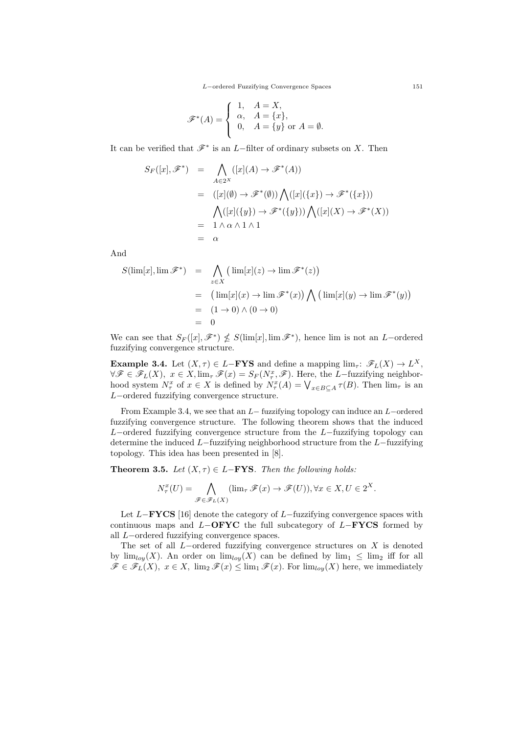$$\mathscr{F}^*(A) = \begin{cases} 1, & A = X, \\ \alpha, & A = \{x\}, \\ 0, & A = \{y\} \text{ or } A = \emptyset. \end{cases}$$

It can be verified that $\mathscr{F}^*$ is an $L-$filter of ordinary subsets on $X$. Then

$$\begin{aligned} S_F([x], \mathscr{F}^*) &= \bigwedge_{A \in 2^X} ([x](A) \to \mathscr{F}^*(A)) \\ &= ([x](\emptyset) \to \mathscr{F}^*(\emptyset)) \bigwedge ([x](\{x\}) \to \mathscr{F}^*(\{x\})) \\ &\quad \bigwedge ([x](\{y\}) \to \mathscr{F}^*(\{y\})) \bigwedge ([x](X) \to \mathscr{F}^*(X)) \\ &= 1 \wedge \alpha \wedge 1 \wedge 1 \\ &= \alpha \end{aligned}$$

And

$$\begin{aligned} S(\lim[x], \lim \mathscr{F}^*) &= \bigwedge_{z \in X} \big(\lim[x](z) \to \lim \mathscr{F}^*(z)\big) \\ &= \big(\lim[x](x) \to \lim \mathscr{F}^*(x)\big) \bigwedge \big(\lim[x](y) \to \lim \mathscr{F}^*(y)\big) \\ &= (1 \to 0) \wedge (0 \to 0) \\ &= 0 \end{aligned}$$

We can see that $S_F([x], \mathscr{F}^*) \nleq S(\lim[x], \lim \mathscr{F}^*)$, hence lim is not an $L-$ordered fuzzifying convergence structure.

**Example 3.4.** Let $(X, \tau) \in L-\mathbf{FYS}$ and define a mapping $\lim_\tau$: $\mathscr{F}_L(X) \to L^X$, $\forall \mathscr{F} \in \mathscr{F}_L(X),\ x \in X, \lim_\tau \mathscr{F}(x) = S_F(N_\tau^x, \mathscr{F})$. Here, the $L-$fuzzifying neighborhood system $N_\tau^x$ of $x \in X$ is defined by $N_\tau^x(A) = \bigvee_{x \in B \subseteq A} \tau(B)$. Then $\lim_\tau$ is an $L-$ordered fuzzifying convergence structure.

From Example 3.4, we see that an $L-$ fuzzifying topology can induce an $L-$ordered fuzzifying convergence structure. The following theorem shows that the induced $L-$ordered fuzzifying convergence structure from the $L-$fuzzifying topology can determine the induced $L-$fuzzifying neighborhood structure from the $L-$fuzzifying topology. This idea has been presented in [8].

**Theorem 3.5.** *Let $(X, \tau) \in L-\mathbf{FYS}$. Then the following holds:*

$$N_\tau^x(U) = \bigwedge_{\mathscr{F} \in \mathscr{F}_L(X)} (\lim_\tau \mathscr{F}(x) \to \mathscr{F}(U)), \forall x \in X, U \in 2^X.$$

Let $L-\mathbf{FYCS}$ [16] denote the category of $L-$fuzzifying convergence spaces with continuous maps and $L-\mathbf{OFYC}$ the full subcategory of $L-\mathbf{FYCS}$ formed by all $L-$ordered fuzzifying convergence spaces.

The set of all $L-$ordered fuzzifying convergence structures on $X$ is denoted by $\lim_{loy}(X)$. An order on $\lim_{loy}(X)$ can be defined by $\lim_1 \leq \lim_2$ iff for all $\mathscr{F} \in \mathscr{F}_L(X),\ x \in X,\ \lim_2 \mathscr{F}(x) \leq \lim_1 \mathscr{F}(x)$. For $\lim_{loy}(X)$ here, we immediately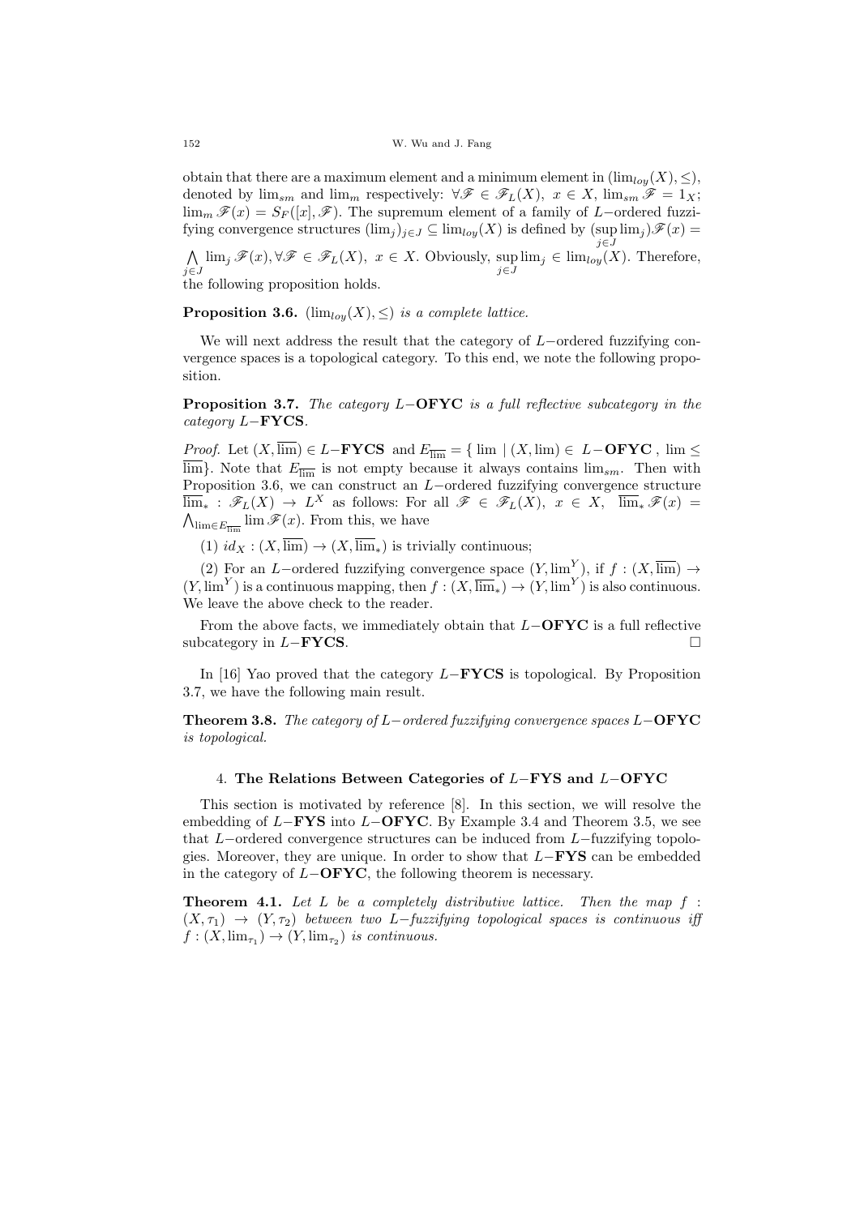obtain that there are a maximum element and a minimum element in $(\lim_{loy}(X), \leq)$, denoted by $\lim_{sm}$ and $\lim_m$ respectively: $\forall \mathscr{F} \in \mathscr{F}_L(X),\ x \in X,\ \lim_{sm} \mathscr{F} = 1_X$; $\lim_m \mathscr{F}(x) = S_F([x], \mathscr{F})$. The supremum element of a family of $L-$ordered fuzzifying convergence structures $(\lim_j)_{j\in J} \subseteq \lim_{loy}(X)$ is defined by $(\sup\limits_{j\in J} \lim_j)\mathscr{F}(x) = \bigwedge\limits_{j\in J} \lim_j \mathscr{F}(x), \forall \mathscr{F} \in \mathscr{F}_L(X),\ x \in X$. Obviously, $\sup\limits_{j\in J} \lim_j \in \lim_{loy}(X)$. Therefore, the following proposition holds.

**Proposition 3.6.** *$(\lim_{loy}(X), \leq)$ is a complete lattice.*

We will next address the result that the category of $L-$ordered fuzzifying convergence spaces is a topological category. To this end, we note the following proposition.

**Proposition 3.7.** *The category $L-$**OFYC** is a full reflective subcategory in the category $L-$**FYCS**.*

*Proof.* Let $(X, \overline{\lim}) \in L-$**FYCS** and $E_{\overline{\lim}} = \{ \lim \mid (X, \lim) \in L-$**OFYC** $, \lim \leq \overline{\lim}\}$. Note that $E_{\overline{\lim}}$ is not empty because it always contains $\lim_{sm}$. Then with Proposition 3.6, we can construct an $L-$ordered fuzzifying convergence structure $\overline{\lim}_* : \mathscr{F}_L(X) \to L^X$ as follows: For all $\mathscr{F} \in \mathscr{F}_L(X),\ x \in X,\ \ \overline{\lim}_* \mathscr{F}(x) = \bigwedge_{\lim \in E_{\overline{\lim}}} \lim \mathscr{F}(x)$. From this, we have

(1) $id_X : (X, \overline{\lim}) \to (X, \overline{\lim}_*)$ is trivially continuous;

(2) For an $L-$ordered fuzzifying convergence space $(Y, \lim^Y)$, if $f : (X, \overline{\lim}) \to (Y, \lim^Y)$ is a continuous mapping, then $f : (X, \overline{\lim}_*) \to (Y, \lim^Y)$ is also continuous. We leave the above check to the reader.

From the above facts, we immediately obtain that $L-$**OFYC** is a full reflective subcategory in $L-$**FYCS**. $\square$

In [16] Yao proved that the category $L-$**FYCS** is topological. By Proposition 3.7, we have the following main result.

**Theorem 3.8.** *The category of $L-$ordered fuzzifying convergence spaces $L-$**OFYC** is topological.*

## 4. The Relations Between Categories of $L-$FYS and $L-$OFYC

This section is motivated by reference [8]. In this section, we will resolve the embedding of $L-$**FYS** into $L-$**OFYC**. By Example 3.4 and Theorem 3.5, we see that $L-$ordered convergence structures can be induced from $L-$fuzzifying topologies. Moreover, they are unique. In order to show that $L-$**FYS** can be embedded in the category of $L-$**OFYC**, the following theorem is necessary.

**Theorem 4.1.** *Let $L$ be a completely distributive lattice. Then the map $f : (X, \tau_1) \to (Y, \tau_2)$ between two $L-$fuzzifying topological spaces is continuous iff $f : (X, \lim_{\tau_1}) \to (Y, \lim_{\tau_2})$ is continuous.*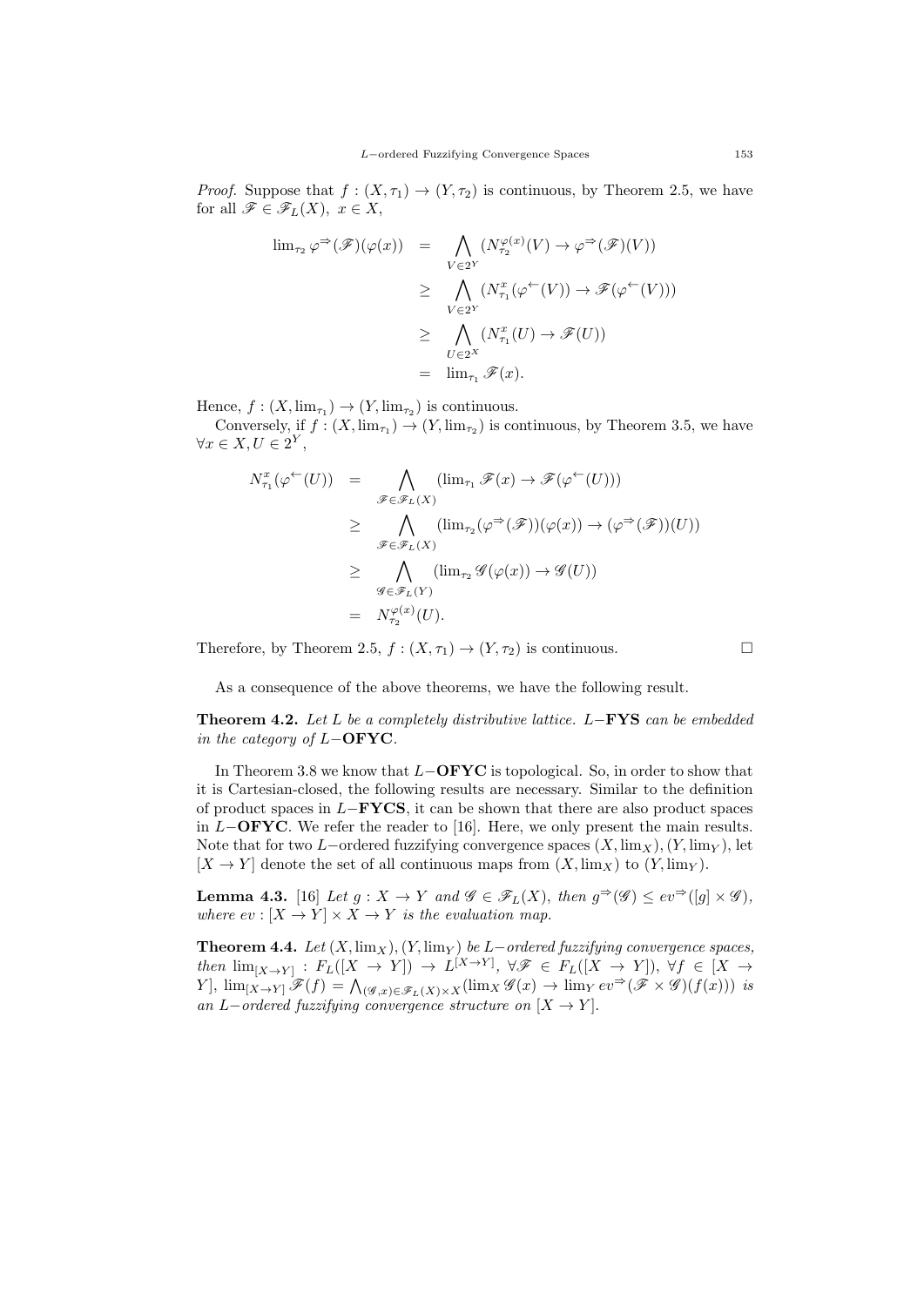*Proof.* Suppose that $f : (X, \tau_1) \to (Y, \tau_2)$ is continuous, by Theorem 2.5, we have for all $\mathscr{F} \in \mathscr{F}_L(X),\ x \in X$,

$$
\begin{aligned}
\lim_{\tau_2} \varphi^{\Rightarrow}(\mathscr{F})(\varphi(x)) &= \bigwedge_{V \in 2^Y} (N_{\tau_2}^{\varphi(x)}(V) \to \varphi^{\Rightarrow}(\mathscr{F})(V)) \\
&\geq \bigwedge_{V \in 2^Y} (N_{\tau_1}^{x}(\varphi^{\leftarrow}(V)) \to \mathscr{F}(\varphi^{\leftarrow}(V))) \\
&\geq \bigwedge_{U \in 2^X} (N_{\tau_1}^{x}(U) \to \mathscr{F}(U)) \\
&= \lim_{\tau_1} \mathscr{F}(x).
\end{aligned}
$$

Hence, $f : (X, \lim_{\tau_1}) \to (Y, \lim_{\tau_2})$ is continuous.

Conversely, if $f : (X, \lim_{\tau_1}) \to (Y, \lim_{\tau_2})$ is continuous, by Theorem 3.5, we have $\forall x \in X, U \in 2^Y$,

$$
\begin{aligned}
N_{\tau_1}^{x}(\varphi^{\leftarrow}(U)) &= \bigwedge_{\mathscr{F} \in \mathscr{F}_L(X)} (\lim_{\tau_1} \mathscr{F}(x) \to \mathscr{F}(\varphi^{\leftarrow}(U))) \\
&\geq \bigwedge_{\mathscr{F} \in \mathscr{F}_L(X)} (\lim_{\tau_2}(\varphi^{\Rightarrow}(\mathscr{F}))(\varphi(x)) \to (\varphi^{\Rightarrow}(\mathscr{F}))(U)) \\
&\geq \bigwedge_{\mathscr{G} \in \mathscr{F}_L(Y)} (\lim_{\tau_2} \mathscr{G}(\varphi(x)) \to \mathscr{G}(U)) \\
&= N_{\tau_2}^{\varphi(x)}(U).
\end{aligned}
$$

Therefore, by Theorem 2.5, $f : (X, \tau_1) \to (Y, \tau_2)$ is continuous. □

As a consequence of the above theorems, we have the following result.

**Theorem 4.2.** *Let $L$ be a completely distributive lattice. $L-$**FYS** can be embedded in the category of $L-$**OFYC**.*

In Theorem 3.8 we know that $L-$**OFYC** is topological. So, in order to show that it is Cartesian-closed, the following results are necessary. Similar to the definition of product spaces in $L-$**FYCS**, it can be shown that there are also product spaces in $L-$**OFYC**. We refer the reader to [16]. Here, we only present the main results. Note that for two $L-$ordered fuzzifying convergence spaces $(X, \lim_X), (Y, \lim_Y)$, let $[X \to Y]$ denote the set of all continuous maps from $(X, \lim_X)$ to $(Y, \lim_Y)$.

**Lemma 4.3.** [16] *Let $g : X \to Y$ and $\mathscr{G} \in \mathscr{F}_L(X)$, then $g^{\Rightarrow}(\mathscr{G}) \leq ev^{\Rightarrow}([g] \times \mathscr{G})$, where $ev : [X \to Y] \times X \to Y$ is the evaluation map.*

**Theorem 4.4.** *Let $(X, \lim_X), (Y, \lim_Y)$ be $L-$ordered fuzzifying convergence spaces, then $\lim_{[X \to Y]} : F_L([X \to Y]) \to L^{[X \to Y]}$, $\forall \mathscr{F} \in F_L([X \to Y])$, $\forall f \in [X \to Y]$, $\lim_{[X \to Y]} \mathscr{F}(f) = \bigwedge_{(\mathscr{G}, x) \in \mathscr{F}_L(X) \times X} (\lim_X \mathscr{G}(x) \to \lim_Y ev^{\Rightarrow}(\mathscr{F} \times \mathscr{G})(f(x)))$ is an $L-$ordered fuzzifying convergence structure on $[X \to Y]$.*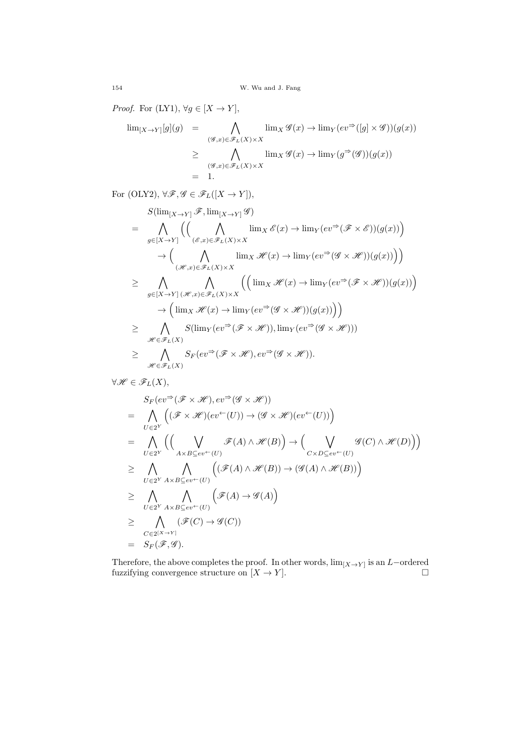*Proof.* For (LY1), $\forall g \in [X \to Y]$,

$$
\begin{aligned}
\lim\nolimits_{[X\to Y]}[g](g) &= \bigwedge_{(\mathscr{G},x)\in\mathscr{F}_L(X)\times X} \lim\nolimits_X \mathscr{G}(x) \to \lim\nolimits_Y(ev^{\Rightarrow}([g]\times\mathscr{G}))(g(x)) \\
&\geq \bigwedge_{(\mathscr{G},x)\in\mathscr{F}_L(X)\times X} \lim\nolimits_X \mathscr{G}(x) \to \lim\nolimits_Y(g^{\Rightarrow}(\mathscr{G}))(g(x)) \\
&= 1.
\end{aligned}
$$

For (OLY2), $\forall \mathscr{F}, \mathscr{G} \in \mathscr{F}_L([X \to Y])$,

$$
\begin{aligned}
& S(\lim\nolimits_{[X\to Y]}\mathscr{F}, \lim\nolimits_{[X\to Y]}\mathscr{G}) \\
=\ & \bigwedge_{g\in[X\to Y]} \Big(\Big(\bigwedge_{(\mathscr{E},x)\in\mathscr{F}_L(X)\times X} \lim\nolimits_X \mathscr{E}(x) \to \lim\nolimits_Y(ev^{\Rightarrow}(\mathscr{F}\times\mathscr{E}))(g(x))\Big) \\
& \quad \to \Big(\bigwedge_{(\mathscr{H},x)\in\mathscr{F}_L(X)\times X} \lim\nolimits_X \mathscr{H}(x) \to \lim\nolimits_Y(ev^{\Rightarrow}(\mathscr{G}\times\mathscr{H}))(g(x))\Big)\Big) \\
\geq\ & \bigwedge_{g\in[X\to Y]} \bigwedge_{(\mathscr{H},x)\in\mathscr{F}_L(X)\times X} \Big(\Big(\lim\nolimits_X \mathscr{H}(x) \to \lim\nolimits_Y(ev^{\Rightarrow}(\mathscr{F}\times\mathscr{H}))(g(x))\Big) \\
& \quad \to \Big(\lim\nolimits_X \mathscr{H}(x) \to \lim\nolimits_Y(ev^{\Rightarrow}(\mathscr{G}\times\mathscr{H}))(g(x))\Big)\Big) \\
\geq\ & \bigwedge_{\mathscr{H}\in\mathscr{F}_L(X)} S(\lim\nolimits_Y(ev^{\Rightarrow}(\mathscr{F}\times\mathscr{H})), \lim\nolimits_Y(ev^{\Rightarrow}(\mathscr{G}\times\mathscr{H}))) \\
\geq\ & \bigwedge_{\mathscr{H}\in\mathscr{F}_L(X)} S_F(ev^{\Rightarrow}(\mathscr{F}\times\mathscr{H}), ev^{\Rightarrow}(\mathscr{G}\times\mathscr{H})).
\end{aligned}
$$

$\forall \mathscr{H} \in \mathscr{F}_L(X)$,

$$
\begin{aligned}
& S_F(ev^{\Rightarrow}(\mathscr{F}\times\mathscr{H}), ev^{\Rightarrow}(\mathscr{G}\times\mathscr{H})) \\
=\ & \bigwedge_{U\in 2^Y} \Big((\mathscr{F}\times\mathscr{H})(ev^{\leftarrow}(U)) \to (\mathscr{G}\times\mathscr{H})(ev^{\leftarrow}(U))\Big) \\
=\ & \bigwedge_{U\in 2^Y} \Big(\Big(\bigvee_{A\times B\subseteq ev^{\leftarrow}(U)} \mathscr{F}(A)\wedge\mathscr{H}(B)\Big) \to \Big(\bigvee_{C\times D\subseteq ev^{\leftarrow}(U)} \mathscr{G}(C)\wedge\mathscr{H}(D)\Big)\Big) \\
\geq\ & \bigwedge_{U\in 2^Y} \bigwedge_{A\times B\subseteq ev^{\leftarrow}(U)} \Big((\mathscr{F}(A)\wedge\mathscr{H}(B)) \to (\mathscr{G}(A)\wedge\mathscr{H}(B))\Big) \\
\geq\ & \bigwedge_{U\in 2^Y} \bigwedge_{A\times B\subseteq ev^{\leftarrow}(U)} \Big(\mathscr{F}(A) \to \mathscr{G}(A)\Big) \\
\geq\ & \bigwedge_{C\in 2^{[X\to Y]}} (\mathscr{F}(C) \to \mathscr{G}(C)) \\
=\ & S_F(\mathscr{F}, \mathscr{G}).
\end{aligned}
$$

Therefore, the above completes the proof. In other words, $\lim_{[X\to Y]}$ is an $L-$ordered fuzzifying convergence structure on $[X \to Y]$. □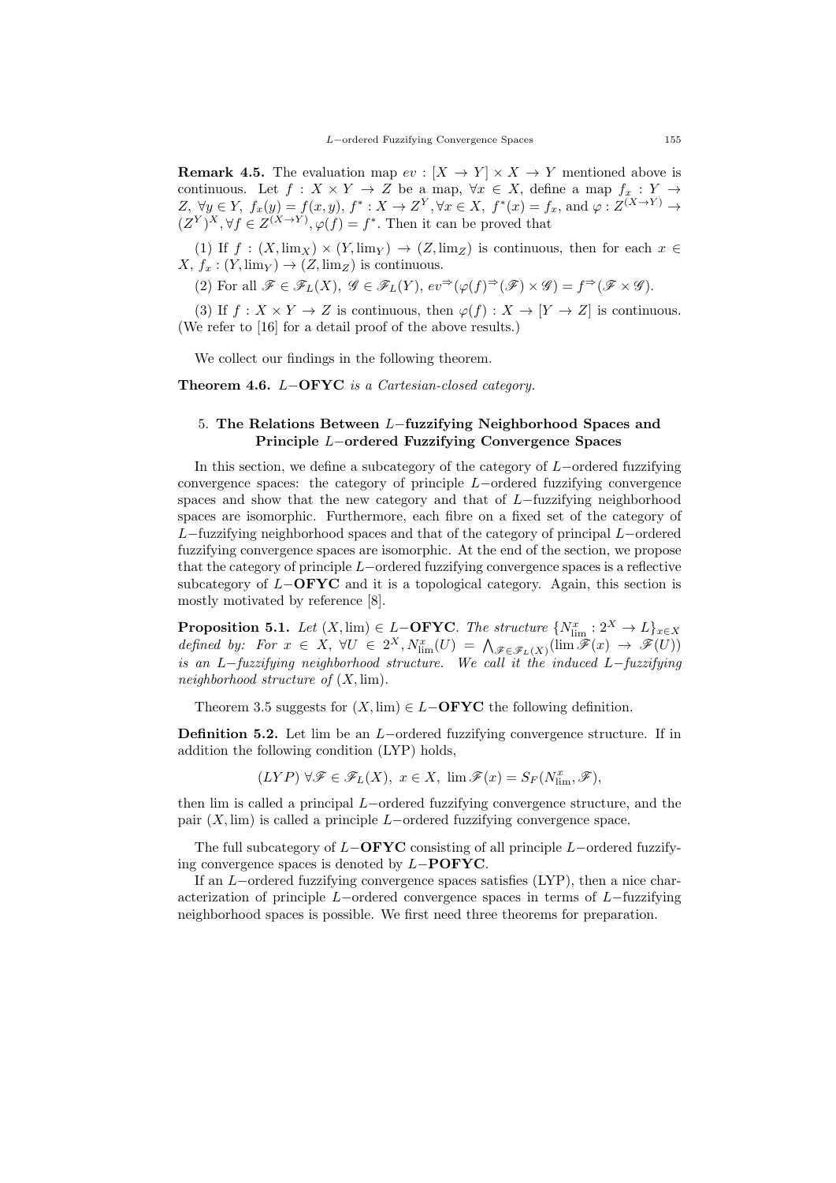**Remark 4.5.** The evaluation map $ev : [X \to Y] \times X \to Y$ mentioned above is continuous. Let $f : X \times Y \to Z$ be a map, $\forall x \in X$, define a map $f_x : Y \to Z$, $\forall y \in Y$, $f_x(y) = f(x, y)$, $f^* : X \to Z^Y, \forall x \in X$, $f^*(x) = f_x$, and $\varphi : Z^{(X \to Y)} \to (Z^Y)^X, \forall f \in Z^{(X \to Y)}, \varphi(f) = f^*$. Then it can be proved that

(1) If $f : (X, \lim_X) \times (Y, \lim_Y) \to (Z, \lim_Z)$ is continuous, then for each $x \in X$, $f_x : (Y, \lim_Y) \to (Z, \lim_Z)$ is continuous.

(2) For all $\mathscr{F} \in \mathscr{F}_L(X)$, $\mathscr{G} \in \mathscr{F}_L(Y)$, $ev^{\Rightarrow}(\varphi(f)^{\Rightarrow}(\mathscr{F}) \times \mathscr{G}) = f^{\Rightarrow}(\mathscr{F} \times \mathscr{G})$.

(3) If $f : X \times Y \to Z$ is continuous, then $\varphi(f) : X \to [Y \to Z]$ is continuous. (We refer to [16] for a detail proof of the above results.)

We collect our findings in the following theorem.

**Theorem 4.6.** *$L-$**OFYC** is a Cartesian-closed category.*

## 5. The Relations Between $L-$fuzzifying Neighborhood Spaces and Principle $L-$ordered Fuzzifying Convergence Spaces

In this section, we define a subcategory of the category of $L-$ordered fuzzifying convergence spaces: the category of principle $L-$ordered fuzzifying convergence spaces and show that the new category and that of $L-$fuzzifying neighborhood spaces are isomorphic. Furthermore, each fibre on a fixed set of the category of $L-$fuzzifying neighborhood spaces and that of the category of principal $L-$ordered fuzzifying convergence spaces are isomorphic. At the end of the section, we propose that the category of principle $L-$ordered fuzzifying convergence spaces is a reflective subcategory of $L-$**OFYC** and it is a topological category. Again, this section is mostly motivated by reference [8].

**Proposition 5.1.** *Let $(X, \lim) \in L-$**OFYC**. The structure $\{N^x_{\lim} : 2^X \to L\}_{x \in X}$ defined by: For $x \in X$, $\forall U \in 2^X, N^x_{\lim}(U) = \bigwedge_{\mathscr{F} \in \mathscr{F}_L(X)} (\lim \mathscr{F}(x) \to \mathscr{F}(U))$ is an $L-$fuzzifying neighborhood structure. We call it the induced $L-$fuzzifying neighborhood structure of $(X, \lim)$.*

Theorem 3.5 suggests for $(X, \lim) \in L-$**OFYC** the following definition.

**Definition 5.2.** Let lim be an $L-$ordered fuzzifying convergence structure. If in addition the following condition (LYP) holds,

$$(LYP)\ \forall \mathscr{F} \in \mathscr{F}_L(X),\ x \in X,\ \lim \mathscr{F}(x) = S_F(N^x_{\lim}, \mathscr{F}),$$

then lim is called a principal $L-$ordered fuzzifying convergence structure, and the pair $(X, \lim)$ is called a principle $L-$ordered fuzzifying convergence space.

The full subcategory of $L-$**OFYC** consisting of all principle $L-$ordered fuzzifying convergence spaces is denoted by $L-$**POFYC**.

If an $L-$ordered fuzzifying convergence spaces satisfies (LYP), then a nice characterization of principle $L-$ordered convergence spaces in terms of $L-$fuzzifying neighborhood spaces is possible. We first need three theorems for preparation.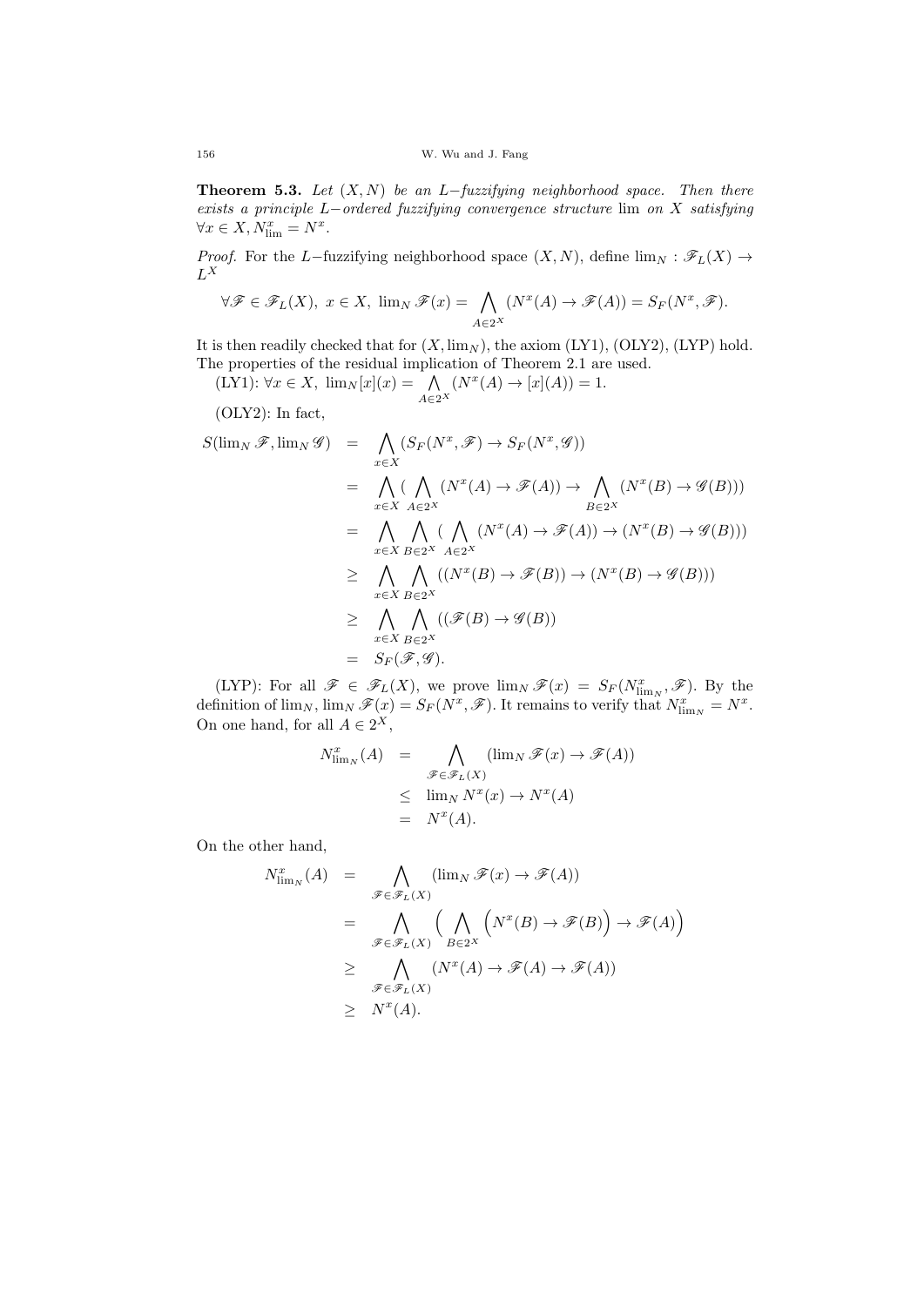**Theorem 5.3.** *Let $(X, N)$ be an $L-$fuzzifying neighborhood space. Then there exists a principle $L-$ordered fuzzifying convergence structure* lim *on* $X$ *satisfying* $\forall x \in X, N^x_{\lim} = N^x$.

*Proof.* For the $L-$fuzzifying neighborhood space $(X, N)$, define $\lim_N : \mathscr{F}_L(X) \to L^X$

$$\forall \mathscr{F} \in \mathscr{F}_L(X),\ x \in X,\ \lim_N \mathscr{F}(x) = \bigwedge_{A \in 2^X} (N^x(A) \to \mathscr{F}(A)) = S_F(N^x, \mathscr{F}).$$

It is then readily checked that for $(X, \lim_N)$, the axiom (LY1), (OLY2), (LYP) hold. The properties of the residual implication of Theorem 2.1 are used.

(LY1): $\forall x \in X,\ \lim_N[x](x) = \bigwedge_{A \in 2^X} (N^x(A) \to [x](A)) = 1$.

(OLY2): In fact,

$$\begin{aligned}
S(\lim_N \mathscr{F}, \lim_N \mathscr{G}) &= \bigwedge_{x \in X} (S_F(N^x, \mathscr{F}) \to S_F(N^x, \mathscr{G})) \\
&= \bigwedge_{x \in X} \Big( \bigwedge_{A \in 2^X} (N^x(A) \to \mathscr{F}(A)) \to \bigwedge_{B \in 2^X} (N^x(B) \to \mathscr{G}(B)) \Big) \\
&= \bigwedge_{x \in X} \bigwedge_{B \in 2^X} \Big( \bigwedge_{A \in 2^X} (N^x(A) \to \mathscr{F}(A)) \to (N^x(B) \to \mathscr{G}(B)) \Big) \\
&\geq \bigwedge_{x \in X} \bigwedge_{B \in 2^X} ((N^x(B) \to \mathscr{F}(B)) \to (N^x(B) \to \mathscr{G}(B))) \\
&\geq \bigwedge_{x \in X} \bigwedge_{B \in 2^X} ((\mathscr{F}(B) \to \mathscr{G}(B)) \\
&= S_F(\mathscr{F}, \mathscr{G}).
\end{aligned}$$

(LYP): For all $\mathscr{F} \in \mathscr{F}_L(X)$, we prove $\lim_N \mathscr{F}(x) = S_F(N^x_{\lim_N}, \mathscr{F})$. By the definition of $\lim_N$, $\lim_N \mathscr{F}(x) = S_F(N^x, \mathscr{F})$. It remains to verify that $N^x_{\lim_N} = N^x$. On one hand, for all $A \in 2^X$,

$$\begin{aligned}
N^x_{\lim_N}(A) &= \bigwedge_{\mathscr{F} \in \mathscr{F}_L(X)} (\lim_N \mathscr{F}(x) \to \mathscr{F}(A)) \\
&\leq \lim_N N^x(x) \to N^x(A) \\
&= N^x(A).
\end{aligned}$$

On the other hand,

$$\begin{aligned}
N^x_{\lim_N}(A) &= \bigwedge_{\mathscr{F} \in \mathscr{F}_L(X)} (\lim_N \mathscr{F}(x) \to \mathscr{F}(A)) \\
&= \bigwedge_{\mathscr{F} \in \mathscr{F}_L(X)} \Big( \bigwedge_{B \in 2^X} \Big(N^x(B) \to \mathscr{F}(B)\Big) \to \mathscr{F}(A)\Big) \\
&\geq \bigwedge_{\mathscr{F} \in \mathscr{F}_L(X)} (N^x(A) \to \mathscr{F}(A) \to \mathscr{F}(A)) \\
&\geq N^x(A).
\end{aligned}$$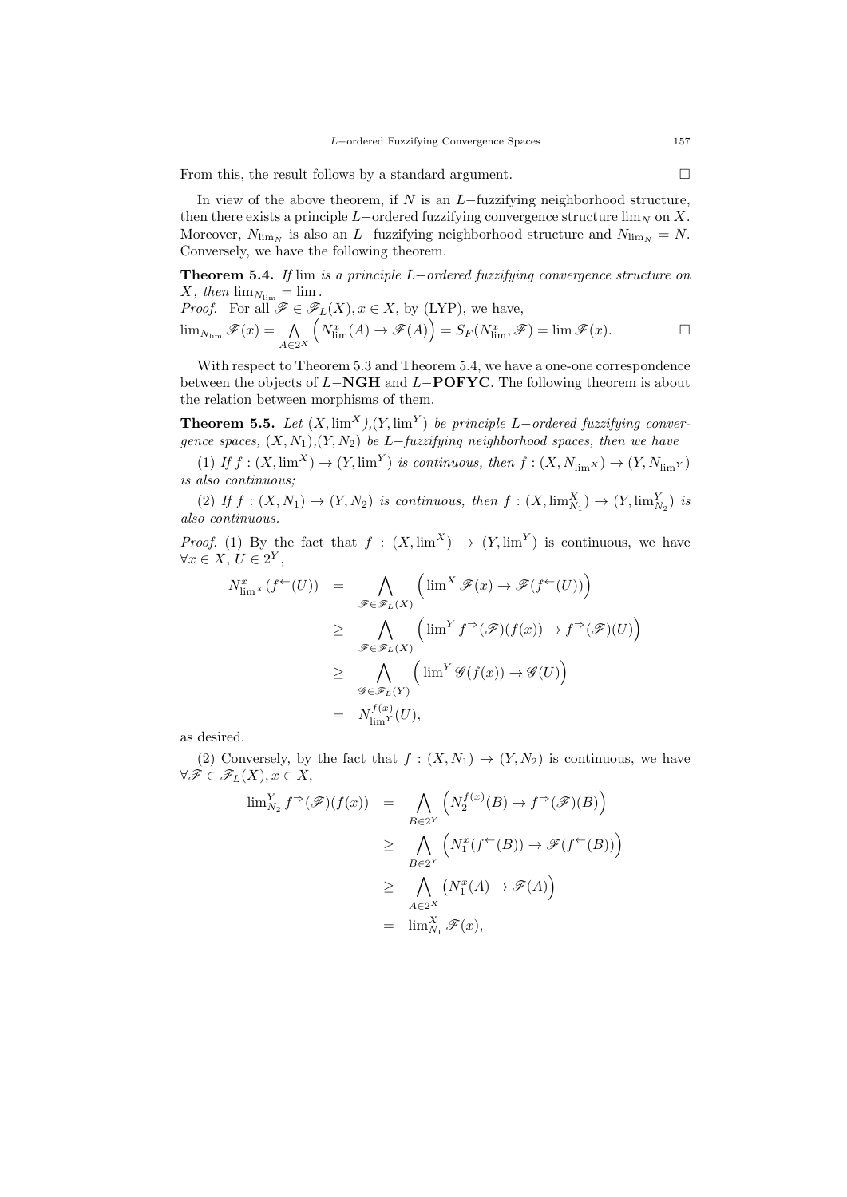From this, the result follows by a standard argument. $\square$

In view of the above theorem, if $N$ is an $L-$fuzzifying neighborhood structure, then there exists a principle $L-$ordered fuzzifying convergence structure $\lim_N$ on $X$. Moreover, $N_{\lim_N}$ is also an $L-$fuzzifying neighborhood structure and $N_{\lim_N} = N$. Conversely, we have the following theorem.

**Theorem 5.4.** *If* $\lim$ *is a principle* $L-$*ordered fuzzifying convergence structure on* $X$*, then* $\lim_{N_{\lim}} = \lim$*.*

*Proof.* For all $\mathscr{F} \in \mathscr{F}_L(X), x \in X$, by (LYP), we have,

$$\lim\nolimits_{N_{\lim}} \mathscr{F}(x) = \bigwedge_{A \in 2^X} \Big( N^x_{\lim}(A) \to \mathscr{F}(A) \Big) = S_F(N^x_{\lim}, \mathscr{F}) = \lim \mathscr{F}(x). \qquad \square$$

With respect to Theorem 5.3 and Theorem 5.4, we have a one-one correspondence between the objects of $L-$**NGH** and $L-$**POFYC**. The following theorem is about the relation between morphisms of them.

**Theorem 5.5.** *Let* $(X, \lim^X)$*,*$(Y, \lim^Y)$ *be principle* $L-$*ordered fuzzifying convergence spaces,* $(X, N_1)$*,*$(Y, N_2)$ *be* $L-$*fuzzifying neighborhood spaces, then we have*

(1) *If* $f : (X, \lim^X) \to (Y, \lim^Y)$ *is continuous, then* $f : (X, N_{\lim^X}) \to (Y, N_{\lim^Y})$ *is also continuous;*

(2) *If* $f : (X, N_1) \to (Y, N_2)$ *is continuous, then* $f : (X, \lim^X_{N_1}) \to (Y, \lim^Y_{N_2})$ *is also continuous.*

*Proof.* (1) By the fact that $f : (X, \lim^X) \to (Y, \lim^Y)$ is continuous, we have $\forall x \in X$, $U \in 2^Y$,

$$\begin{aligned}
N^x_{\lim^X}(f^{\leftarrow}(U)) &= \bigwedge_{\mathscr{F} \in \mathscr{F}_L(X)} \Big( \lim\nolimits^X \mathscr{F}(x) \to \mathscr{F}(f^{\leftarrow}(U)) \Big) \\
&\geq \bigwedge_{\mathscr{F} \in \mathscr{F}_L(X)} \Big( \lim\nolimits^Y f^{\Rightarrow}(\mathscr{F})(f(x)) \to f^{\Rightarrow}(\mathscr{F})(U) \Big) \\
&\geq \bigwedge_{\mathscr{G} \in \mathscr{F}_L(Y)} \Big( \lim\nolimits^Y \mathscr{G}(f(x)) \to \mathscr{G}(U) \Big) \\
&= N^{f(x)}_{\lim^Y}(U),
\end{aligned}$$

as desired.

(2) Conversely, by the fact that $f : (X, N_1) \to (Y, N_2)$ is continuous, we have $\forall \mathscr{F} \in \mathscr{F}_L(X), x \in X$,

$$\begin{aligned}
\lim\nolimits^Y_{N_2} f^{\Rightarrow}(\mathscr{F})(f(x)) &= \bigwedge_{B \in 2^Y} \Big( N_2^{f(x)}(B) \to f^{\Rightarrow}(\mathscr{F})(B) \Big) \\
&\geq \bigwedge_{B \in 2^Y} \Big( N_1^x(f^{\leftarrow}(B)) \to \mathscr{F}(f^{\leftarrow}(B)) \Big) \\
&\geq \bigwedge_{A \in 2^X} \big( N_1^x(A) \to \mathscr{F}(A) \Big) \\
&= \lim\nolimits^X_{N_1} \mathscr{F}(x),
\end{aligned}$$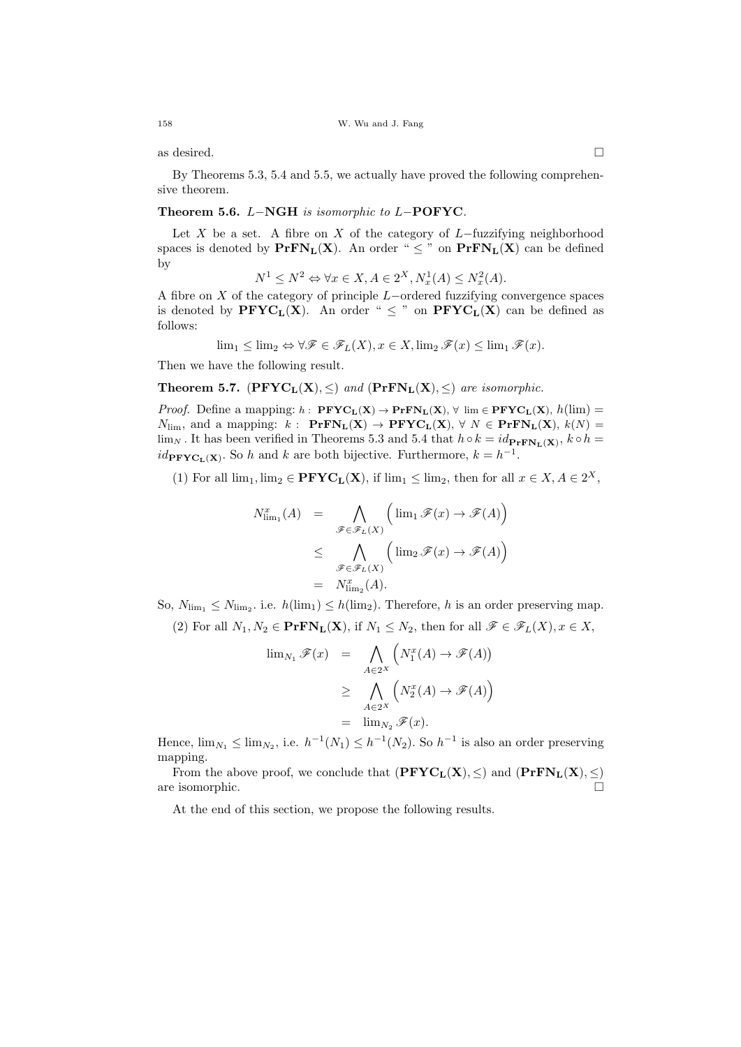as desired. □

By Theorems 5.3, 5.4 and 5.5, we actually have proved the following comprehensive theorem.

**Theorem 5.6.** *$L-$**NGH** is isomorphic to $L-$**POFYC**.*

Let $X$ be a set. A fibre on $X$ of the category of $L-$fuzzifying neighborhood spaces is denoted by $\mathbf{PrFN_L(X)}$. An order " $\leq$ " on $\mathbf{PrFN_L(X)}$ can be defined by

$$N^1 \leq N^2 \Leftrightarrow \forall x \in X, A \in 2^X, N^1_x(A) \leq N^2_x(A).$$

A fibre on $X$ of the category of principle $L-$ordered fuzzifying convergence spaces is denoted by $\mathbf{PFYC_L(X)}$. An order " $\leq$ " on $\mathbf{PFYC_L(X)}$ can be defined as follows:

$$\lim\nolimits_1 \leq \lim\nolimits_2 \Leftrightarrow \forall \mathscr{F} \in \mathscr{F}_L(X), x \in X, \lim\nolimits_2 \mathscr{F}(x) \leq \lim\nolimits_1 \mathscr{F}(x).$$

Then we have the following result.

**Theorem 5.7.** *$(\mathbf{PFYC_L(X)}, \leq)$ and $(\mathbf{PrFN_L(X)}, \leq)$ are isomorphic.*

*Proof.* Define a mapping: $h: \mathbf{PFYC_L(X)} \to \mathbf{PrFN_L(X)}$, $\forall \lim \in \mathbf{PFYC_L(X)}$, $h(\lim) = N_{\lim}$, and a mapping: $k: \mathbf{PrFN_L(X)} \to \mathbf{PFYC_L(X)}$, $\forall N \in \mathbf{PrFN_L(X)}$, $k(N) = \lim_N$. It has been verified in Theorems 5.3 and 5.4 that $h \circ k = id_{\mathbf{PrFN_L(X)}}$, $k \circ h = id_{\mathbf{PFYC_L(X)}}$. So $h$ and $k$ are both bijective. Furthermore, $k = h^{-1}$.

(1) For all $\lim_1, \lim_2 \in \mathbf{PFYC_L(X)}$, if $\lim_1 \leq \lim_2$, then for all $x \in X, A \in 2^X$,

$$\begin{aligned} N^x_{\lim_1}(A) &= \bigwedge_{\mathscr{F} \in \mathscr{F}_L(X)} \Big( \lim\nolimits_1 \mathscr{F}(x) \to \mathscr{F}(A) \Big) \\ &\leq \bigwedge_{\mathscr{F} \in \mathscr{F}_L(X)} \Big( \lim\nolimits_2 \mathscr{F}(x) \to \mathscr{F}(A) \Big) \\ &= N^x_{\lim_2}(A). \end{aligned}$$

So, $N_{\lim_1} \leq N_{\lim_2}$. i.e. $h(\lim_1) \leq h(\lim_2)$. Therefore, $h$ is an order preserving map.

(2) For all $N_1, N_2 \in \mathbf{PrFN_L(X)}$, if $N_1 \leq N_2$, then for all $\mathscr{F} \in \mathscr{F}_L(X), x \in X$,

$$\begin{aligned} \lim\nolimits_{N_1} \mathscr{F}(x) &= \bigwedge_{A \in 2^X} \Big( N^x_1(A) \to \mathscr{F}(A) \Big) \\ &\geq \bigwedge_{A \in 2^X} \Big( N^x_2(A) \to \mathscr{F}(A) \Big) \\ &= \lim\nolimits_{N_2} \mathscr{F}(x). \end{aligned}$$

Hence, $\lim_{N_1} \leq \lim_{N_2}$, i.e. $h^{-1}(N_1) \leq h^{-1}(N_2)$. So $h^{-1}$ is also an order preserving mapping.

From the above proof, we conclude that $(\mathbf{PFYC_L(X)}, \leq)$ and $(\mathbf{PrFN_L(X)}, \leq)$ are isomorphic. □

At the end of this section, we propose the following results.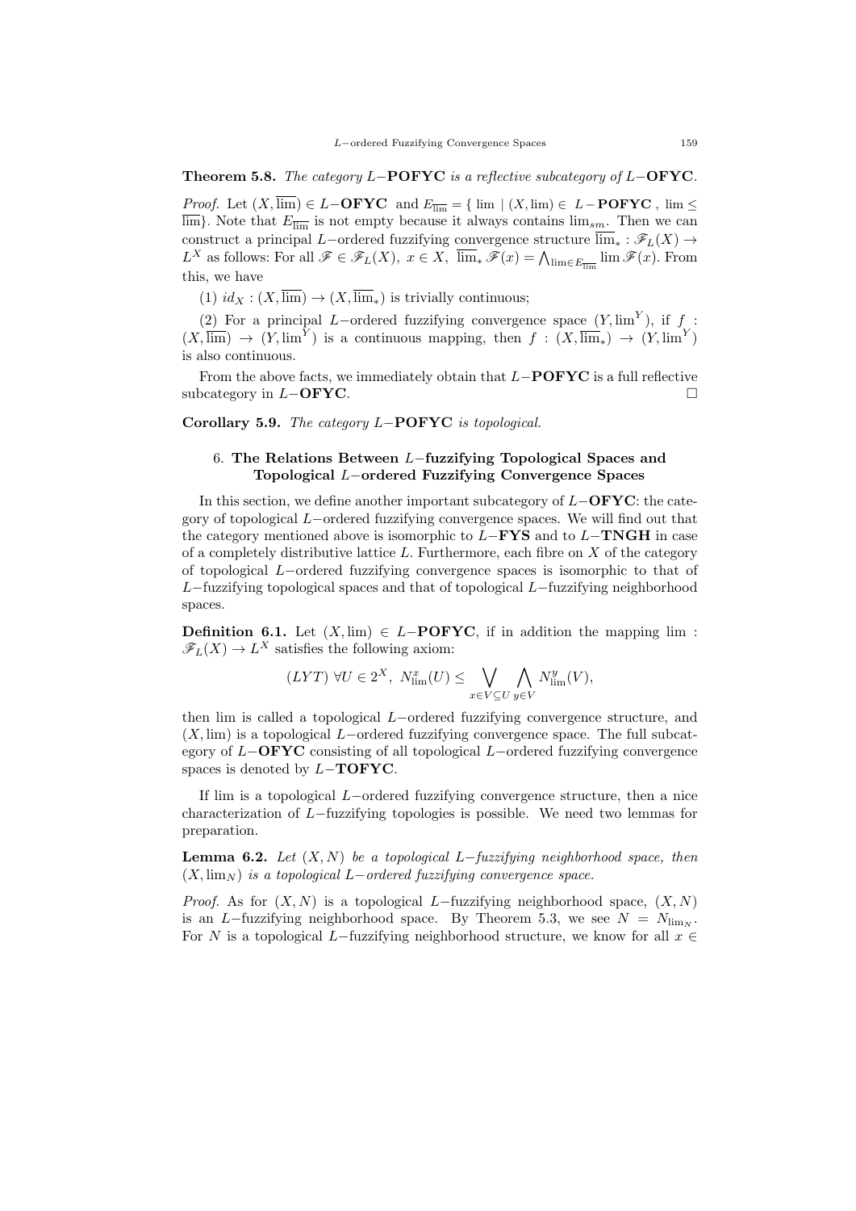**Theorem 5.8.** *The category $L-$**POFYC** is a reflective subcategory of $L-$**OFYC**.*

*Proof.* Let $(X,\overline{\lim})\in L-$**OFYC** and $E_{\overline{\lim}}=\{\lim \mid (X,\lim)\in L-$**POFYC** $,\ \lim\leq \overline{\lim}\}$. Note that $E_{\overline{\lim}}$ is not empty because it always contains $\lim_{sm}$. Then we can construct a principal $L-$ordered fuzzifying convergence structure $\overline{\lim}_* : \mathscr{F}_L(X)\to L^X$ as follows: For all $\mathscr{F}\in\mathscr{F}_L(X),\ x\in X,\ \overline{\lim}_*\mathscr{F}(x)=\bigwedge_{\lim\in E_{\overline{\lim}}}\lim\mathscr{F}(x)$. From this, we have

(1) $id_X:(X,\overline{\lim})\to(X,\overline{\lim}_*)$ is trivially continuous;

(2) For a principal $L-$ordered fuzzifying convergence space $(Y,\lim^Y)$, if $f:(X,\overline{\lim})\to(Y,\lim^Y)$ is a continuous mapping, then $f:(X,\overline{\lim}_*)\to(Y,\lim^Y)$ is also continuous.

From the above facts, we immediately obtain that $L-$**POFYC** is a full reflective subcategory in $L-$**OFYC**. $\square$

**Corollary 5.9.** *The category $L-$**POFYC** is topological.*

## 6. The Relations Between $L-$fuzzifying Topological Spaces and Topological $L-$ordered Fuzzifying Convergence Spaces

In this section, we define another important subcategory of $L-$**OFYC**: the category of topological $L-$ordered fuzzifying convergence spaces. We will find out that the category mentioned above is isomorphic to $L-$**FYS** and to $L-$**TNGH** in case of a completely distributive lattice $L$. Furthermore, each fibre on $X$ of the category of topological $L-$ordered fuzzifying convergence spaces is isomorphic to that of $L-$fuzzifying topological spaces and that of topological $L-$fuzzifying neighborhood spaces.

**Definition 6.1.** Let $(X,\lim)\in L-$**POFYC**, if in addition the mapping $\lim:\mathscr{F}_L(X)\to L^X$ satisfies the following axiom:

$$(LYT)\ \forall U\in 2^X,\ N^x_{\lim}(U)\leq\bigvee_{x\in V\subseteq U}\bigwedge_{y\in V}N^y_{\lim}(V),$$

then lim is called a topological $L-$ordered fuzzifying convergence structure, and $(X,\lim)$ is a topological $L-$ordered fuzzifying convergence space. The full subcategory of $L-$**OFYC** consisting of all topological $L-$ordered fuzzifying convergence spaces is denoted by $L-$**TOFYC**.

If lim is a topological $L-$ordered fuzzifying convergence structure, then a nice characterization of $L-$fuzzifying topologies is possible. We need two lemmas for preparation.

**Lemma 6.2.** *Let $(X,N)$ be a topological $L-$fuzzifying neighborhood space, then $(X,\lim_N)$ is a topological $L-$ordered fuzzifying convergence space.*

*Proof.* As for $(X,N)$ is a topological $L-$fuzzifying neighborhood space, $(X,N)$ is an $L-$fuzzifying neighborhood space. By Theorem 5.3, we see $N=N_{\lim_N}$. For $N$ is a topological $L-$fuzzifying neighborhood structure, we know for all $x\in$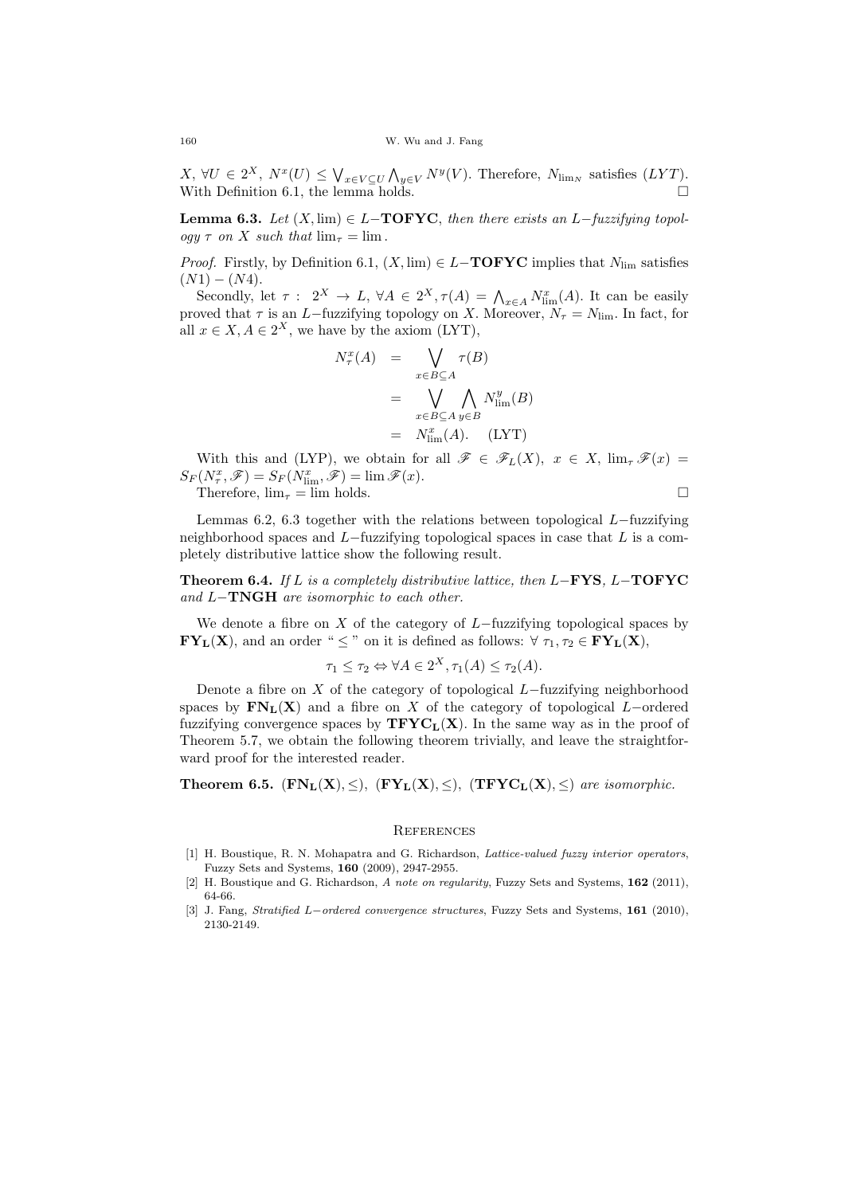$X$, $\forall U \in 2^X$, $N^x(U) \leq \bigvee_{x\in V\subseteq U} \bigwedge_{y\in V} N^y(V)$. Therefore, $N_{\lim_N}$ satisfies $(LYT)$. With Definition 6.1, the lemma holds. □

**Lemma 6.3.** *Let $(X, \lim) \in L-$**TOFYC**, then there exists an $L-$fuzzifying topology $\tau$ on $X$ such that $\lim_\tau = \lim$.*

*Proof.* Firstly, by Definition 6.1, $(X, \lim) \in L-$**TOFYC** implies that $N_{\lim}$ satisfies $(N1) - (N4)$.

Secondly, let $\tau: 2^X \to L$, $\forall A \in 2^X, \tau(A) = \bigwedge_{x\in A} N^x_{\lim}(A)$. It can be easily proved that $\tau$ is an $L-$fuzzifying topology on $X$. Moreover, $N_\tau = N_{\lim}$. In fact, for all $x \in X, A \in 2^X$, we have by the axiom (LYT),

$$
\begin{aligned}
N^x_\tau(A) &= \bigvee_{x\in B\subseteq A} \tau(B) \\
&= \bigvee_{x\in B\subseteq A} \bigwedge_{y\in B} N^y_{\lim}(B) \\
&= N^x_{\lim}(A). \quad \text{(LYT)}
\end{aligned}
$$

With this and (LYP), we obtain for all $\mathscr{F} \in \mathscr{F}_L(X)$, $x \in X$, $\lim_\tau \mathscr{F}(x) = S_F(N^x_\tau, \mathscr{F}) = S_F(N^x_{\lim}, \mathscr{F}) = \lim \mathscr{F}(x)$.

Therefore, $\lim_\tau = \lim$ holds. □

Lemmas 6.2, 6.3 together with the relations between topological $L-$fuzzifying neighborhood spaces and $L-$fuzzifying topological spaces in case that $L$ is a completely distributive lattice show the following result.

**Theorem 6.4.** *If $L$ is a completely distributive lattice, then $L-$**FYS**, $L-$**TOFYC** and $L-$**TNGH** are isomorphic to each other.*

We denote a fibre on $X$ of the category of $L-$fuzzifying topological spaces by $\mathbf{FY_L(X)}$, and an order "$\leq$" on it is defined as follows: $\forall\ \tau_1, \tau_2 \in \mathbf{FY_L(X)}$,

$$\tau_1 \leq \tau_2 \Leftrightarrow \forall A \in 2^X, \tau_1(A) \leq \tau_2(A).$$

Denote a fibre on $X$ of the category of topological $L-$fuzzifying neighborhood spaces by $\mathbf{FN_L(X)}$ and a fibre on $X$ of the category of topological $L-$ordered fuzzifying convergence spaces by $\mathbf{TFYC_L(X)}$. In the same way as in the proof of Theorem 5.7, we obtain the following theorem trivially, and leave the straightforward proof for the interested reader.

**Theorem 6.5.** $(\mathbf{FN_L(X)}, \leq)$, $(\mathbf{FY_L(X)}, \leq)$, $(\mathbf{TFYC_L(X)}, \leq)$ *are isomorphic.*

## References

[1] H. Boustique, R. N. Mohapatra and G. Richardson, *Lattice-valued fuzzy interior operators*, Fuzzy Sets and Systems, **160** (2009), 2947-2955.

[2] H. Boustique and G. Richardson, *A note on regularity*, Fuzzy Sets and Systems, **162** (2011), 64-66.

[3] J. Fang, *Stratified L−ordered convergence structures*, Fuzzy Sets and Systems, **161** (2010), 2130-2149.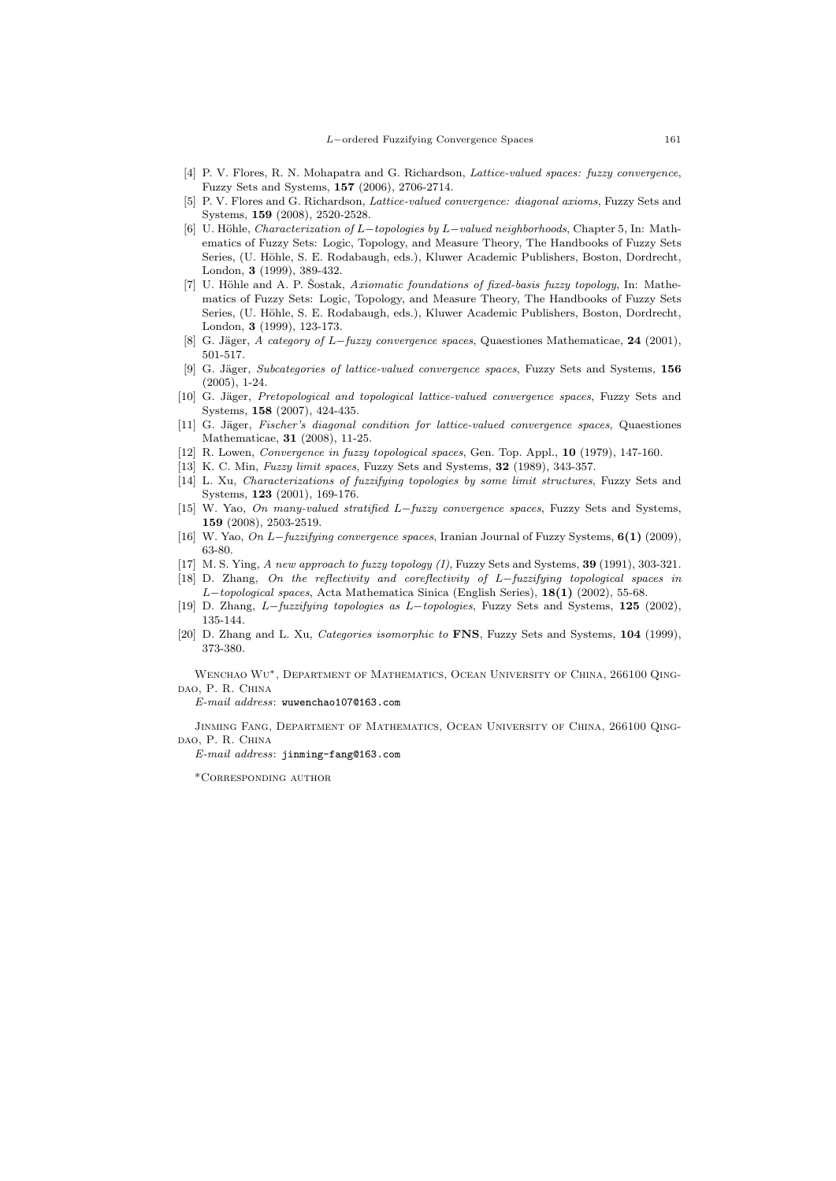[4] P. V. Flores, R. N. Mohapatra and G. Richardson, *Lattice-valued spaces: fuzzy convergence*, Fuzzy Sets and Systems, **157** (2006), 2706-2714.

[5] P. V. Flores and G. Richardson, *Lattice-valued convergence: diagonal axioms*, Fuzzy Sets and Systems, **159** (2008), 2520-2528.

[6] U. Höhle, *Characterization of $L-$topologies by $L-$valued neighborhoods*, Chapter 5, In: Mathematics of Fuzzy Sets: Logic, Topology, and Measure Theory, The Handbooks of Fuzzy Sets Series, (U. Höhle, S. E. Rodabaugh, eds.), Kluwer Academic Publishers, Boston, Dordrecht, London, **3** (1999), 389-432.

[7] U. Höhle and A. P. Šostak, *Axiomatic foundations of fixed-basis fuzzy topology*, In: Mathematics of Fuzzy Sets: Logic, Topology, and Measure Theory, The Handbooks of Fuzzy Sets Series, (U. Höhle, S. E. Rodabaugh, eds.), Kluwer Academic Publishers, Boston, Dordrecht, London, **3** (1999), 123-173.

[8] G. Jäger, *A category of $L-$fuzzy convergence spaces*, Quaestiones Mathematicae, **24** (2001), 501-517.

[9] G. Jäger, *Subcategories of lattice-valued convergence spaces*, Fuzzy Sets and Systems, **156** (2005), 1-24.

[10] G. Jäger, *Pretopological and topological lattice-valued convergence spaces*, Fuzzy Sets and Systems, **158** (2007), 424-435.

[11] G. Jäger, *Fischer's diagonal condition for lattice-valued convergence spaces*, Quaestiones Mathematicae, **31** (2008), 11-25.

[12] R. Lowen, *Convergence in fuzzy topological spaces*, Gen. Top. Appl., **10** (1979), 147-160.

[13] K. C. Min, *Fuzzy limit spaces*, Fuzzy Sets and Systems, **32** (1989), 343-357.

[14] L. Xu, *Characterizations of fuzzifying topologies by some limit structures*, Fuzzy Sets and Systems, **123** (2001), 169-176.

[15] W. Yao, *On many-valued stratified $L-$fuzzy convergence spaces*, Fuzzy Sets and Systems, **159** (2008), 2503-2519.

[16] W. Yao, *On $L-$fuzzifying convergence spaces*, Iranian Journal of Fuzzy Systems, **6(1)** (2009), 63-80.

[17] M. S. Ying, *A new approach to fuzzy topology (I)*, Fuzzy Sets and Systems, **39** (1991), 303-321.

[18] D. Zhang, *On the reflectivity and coreflectivity of $L-$fuzzifying topological spaces in $L-$topological spaces*, Acta Mathematica Sinica (English Series), **18(1)** (2002), 55-68.

[19] D. Zhang, *$L-$fuzzifying topologies as $L-$topologies*, Fuzzy Sets and Systems, **125** (2002), 135-144.

[20] D. Zhang and L. Xu, *Categories isomorphic to* **FNS**, Fuzzy Sets and Systems, **104** (1999), 373-380.

Wenchao Wu*, Department of Mathematics, Ocean University of China, 266100 Qingdao, P. R. China

*E-mail address*: wuwenchao107@163.com

Jinming Fang, Department of Mathematics, Ocean University of China, 266100 Qingdao, P. R. China

*E-mail address*: jinming-fang@163.com

*Corresponding author